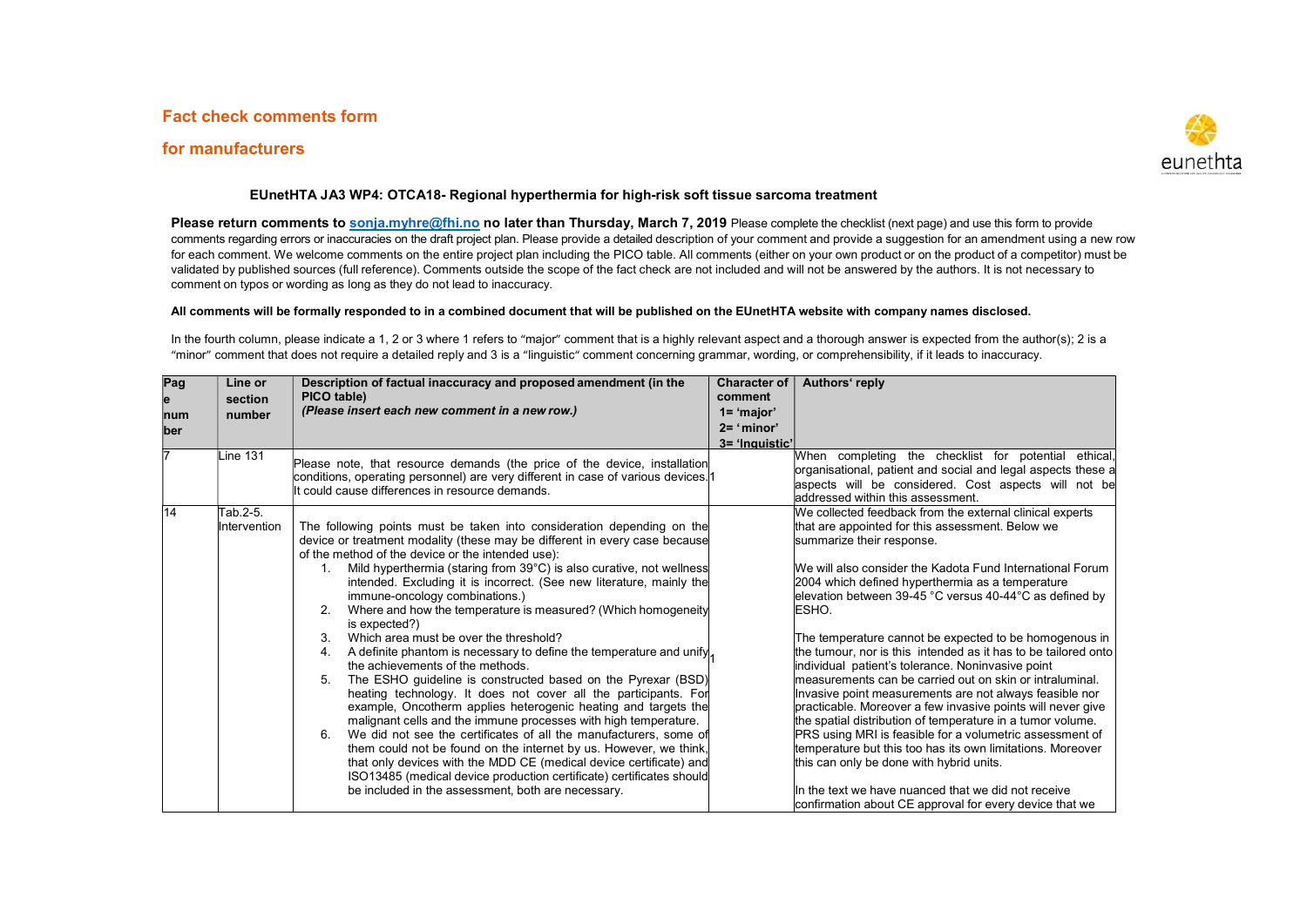## Fact check comments form

## for manufacturers

**EUnetHTA JA3 WP4: OTCA18- Regional hyperthermia for high-risk soft tissue sarcoma treatment**

**Please return comments to sonja.myhre@fhi.no no later than Thursday, March 7, 2019** Please complete the checklist (next page) and use this form to provide comments regarding errors or inaccuracies on the draft project plan. Please provide a detailed description of your comment and provide a suggestion for an amendment using a new row for each comment. We welcome comments on the entire project plan including the PICO table. All comments (either on your own product or on the product of a competitor) must be validated by published sources (full reference). Comments outside the scope of the fact check are not included and will not be answered by the authors. It is not necessary to comment on typos or wording as long as they do not lead to inaccuracy.

**All comments will be formally responded to in a combined document that will be published on the EUnetHTA website with company names disclosed.**

In the fourth column, please indicate a 1, 2 or 3 where 1 refers to "major" comment that is a highly relevant aspect and a thorough answer is expected from the author(s); 2 is a "minor" comment that does not require a detailed reply and 3 is a "linguistic" comment concerning grammar, wording, or comprehensibility, if it leads to inaccuracy.

| Page number | Line or section number | Description of factual inaccuracy and proposed amendment (in the PICO table) *(Please insert each new comment in a new row.)* | Character of comment 1= 'major' 2= 'minor' 3= 'linguistic' | Authors' reply |
|---|---|---|---|---|
| 7 | Line 131 | Please note, that resource demands (the price of the device, installation conditions, operating personnel) are very different in case of various devices. It could cause differences in resource demands. | 1 | When completing the checklist for potential ethical, organisational, patient and social and legal aspects these aspects will be considered. Cost aspects will not be addressed within this assessment. |
| 14 | Tab.2-5. Intervention | The following points must be taken into consideration depending on the device or treatment modality (these may be different in every case because of the method of the device or the intended use):<br>1. Mild hyperthermia (staring from 39°C) is also curative, not wellness intended. Excluding it is incorrect. (See new literature, mainly the immune-oncology combinations.)<br>2. Where and how the temperature is measured? (Which homogeneity is expected?)<br>3. Which area must be over the threshold?<br>4. A definite phantom is necessary to define the temperature and unify the achievements of the methods.<br>5. The ESHO guideline is constructed based on the Pyrexar (BSD) heating technology. It does not cover all the participants. For example, Oncotherm applies heterogenic heating and targets the malignant cells and the immune processes with high temperature.<br>6. We did not see the certificates of all the manufacturers, some of them could not be found on the internet by us. However, we think, that only devices with the MDD CE (medical device certificate) and ISO13485 (medical device production certificate) certificates should be included in the assessment, both are necessary. | 1 | We collected feedback from the external clinical experts that are appointed for this assessment. Below we summarize their response.<br><br>We will also consider the Kadota Fund International Forum 2004 which defined hyperthermia as a temperature elevation between 39-45 °C versus 40-44°C as defined by ESHO.<br><br>The temperature cannot be expected to be homogenous in the tumour, nor is this intended as it has to be tailored onto individual patient's tolerance. Noninvasive point measurements can be carried out on skin or intraluminal. Invasive point measurements are not always feasible nor practicable. Moreover a few invasive points will never give the spatial distribution of temperature in a tumor volume. PRS using MRI is feasible for a volumetric assessment of temperature but this too has its own limitations. Moreover this can only be done with hybrid units.<br><br>In the text we have nuanced that we did not receive confirmation about CE approval for every device that we |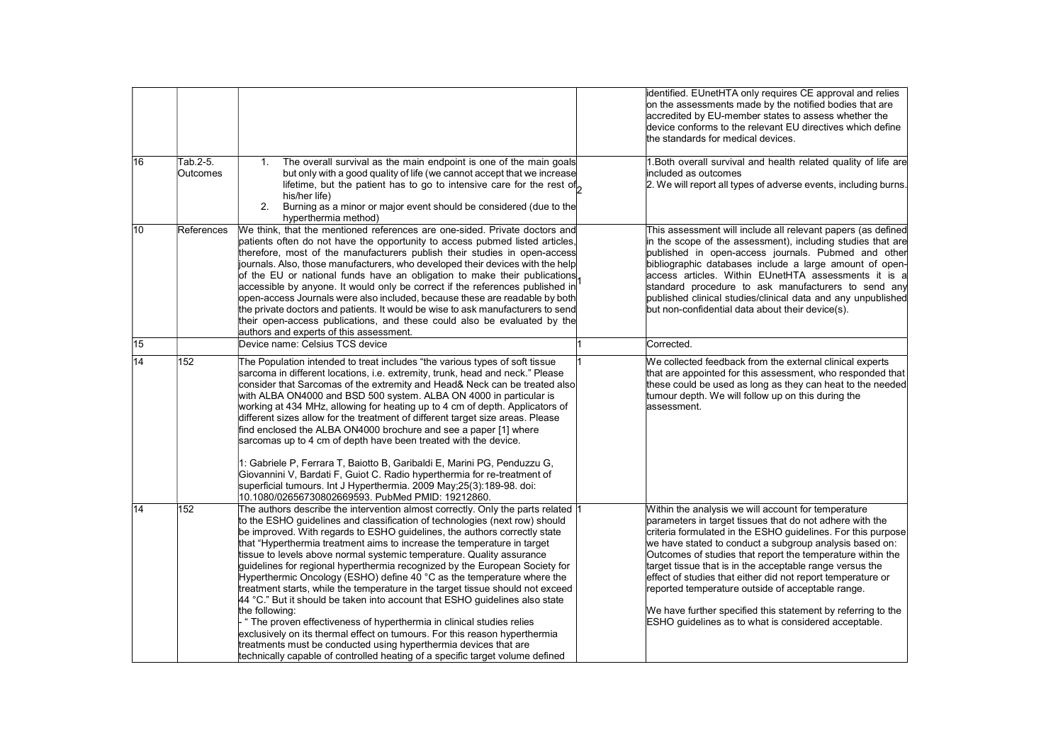| | | | | |
|---|---|---|---|---|
| | | | | identified. EUnetHTA only requires CE approval and relies on the assessments made by the notified bodies that are accredited by EU-member states to assess whether the device conforms to the relevant EU directives which define the standards for medical devices. |
| 16 | Tab.2-5. Outcomes | 1. The overall survival as the main endpoint is one of the main goals but only with a good quality of life (we cannot accept that we increase lifetime, but the patient has to go to intensive care for the rest of his/her life)<br>2. Burning as a minor or major event should be considered (due to the hyperthermia method) | 2 | 1.Both overall survival and health related quality of life are included as outcomes<br>2. We will report all types of adverse events, including burns. |
| 10 | References | We think, that the mentioned references are one-sided. Private doctors and patients often do not have the opportunity to access pubmed listed articles, therefore, most of the manufacturers publish their studies in open-access journals. Also, those manufacturers, who developed their devices with the help of the EU or national funds have an obligation to make their publications accessible by anyone. It would only be correct if the references published in open-access Journals were also included, because these are readable by both the private doctors and patients. It would be wise to ask manufacturers to send their open-access publications, and these could also be evaluated by the authors and experts of this assessment. | 1 | This assessment will include all relevant papers (as defined in the scope of the assessment), including studies that are published in open-access journals. Pubmed and other bibliographic databases include a large amount of open-access articles. Within EUnetHTA assessments it is a standard procedure to ask manufacturers to send any published clinical studies/clinical data and any unpublished but non-confidential data about their device(s). |
| 15 | | Device name: Celsius TCS device | 1 | Corrected. |
| 14 | 152 | The Population intended to treat includes "the various types of soft tissue sarcoma in different locations, i.e. extremity, trunk, head and neck." Please consider that Sarcomas of the extremity and Head& Neck can be treated also with ALBA ON4000 and BSD 500 system. ALBA ON 4000 in particular is working at 434 MHz, allowing for heating up to 4 cm of depth. Applicators of different sizes allow for the treatment of different target size areas. Please find enclosed the ALBA ON4000 brochure and see a paper [1] where sarcomas up to 4 cm of depth have been treated with the device.<br><br>1: Gabriele P, Ferrara T, Baiotto B, Garibaldi E, Marini PG, Penduzzu G, Giovannini V, Bardati F, Guiot C. Radio hyperthermia for re-treatment of superficial tumours. Int J Hyperthermia. 2009 May;25(3):189-98. doi: 10.1080/02656730802669593. PubMed PMID: 19212860. | 1 | We collected feedback from the external clinical experts that are appointed for this assessment, who responded that these could be used as long as they can heat to the needed tumour depth. We will follow up on this during the assessment. |
| 14 | 152 | The authors describe the intervention almost correctly. Only the parts related to the ESHO guidelines and classification of technologies (next row) should be improved. With regards to ESHO guidelines, the authors correctly state that "Hyperthermia treatment aims to increase the temperature in target tissue to levels above normal systemic temperature. Quality assurance guidelines for regional hyperthermia recognized by the European Society for Hyperthermic Oncology (ESHO) define 40 °C as the temperature where the treatment starts, while the temperature in the target tissue should not exceed 44 °C." But it should be taken into account that ESHO guidelines also state the following:<br>- " The proven effectiveness of hyperthermia in clinical studies relies exclusively on its thermal effect on tumours. For this reason hyperthermia treatments must be conducted using hyperthermia devices that are technically capable of controlled heating of a specific target volume defined | 1 | Within the analysis we will account for temperature parameters in target tissues that do not adhere with the criteria formulated in the ESHO guidelines. For this purpose we have stated to conduct a subgroup analysis based on: Outcomes of studies that report the temperature within the target tissue that is in the acceptable range versus the effect of studies that either did not report temperature or reported temperature outside of acceptable range.<br><br>We have further specified this statement by referring to the ESHO guidelines as to what is considered acceptable. |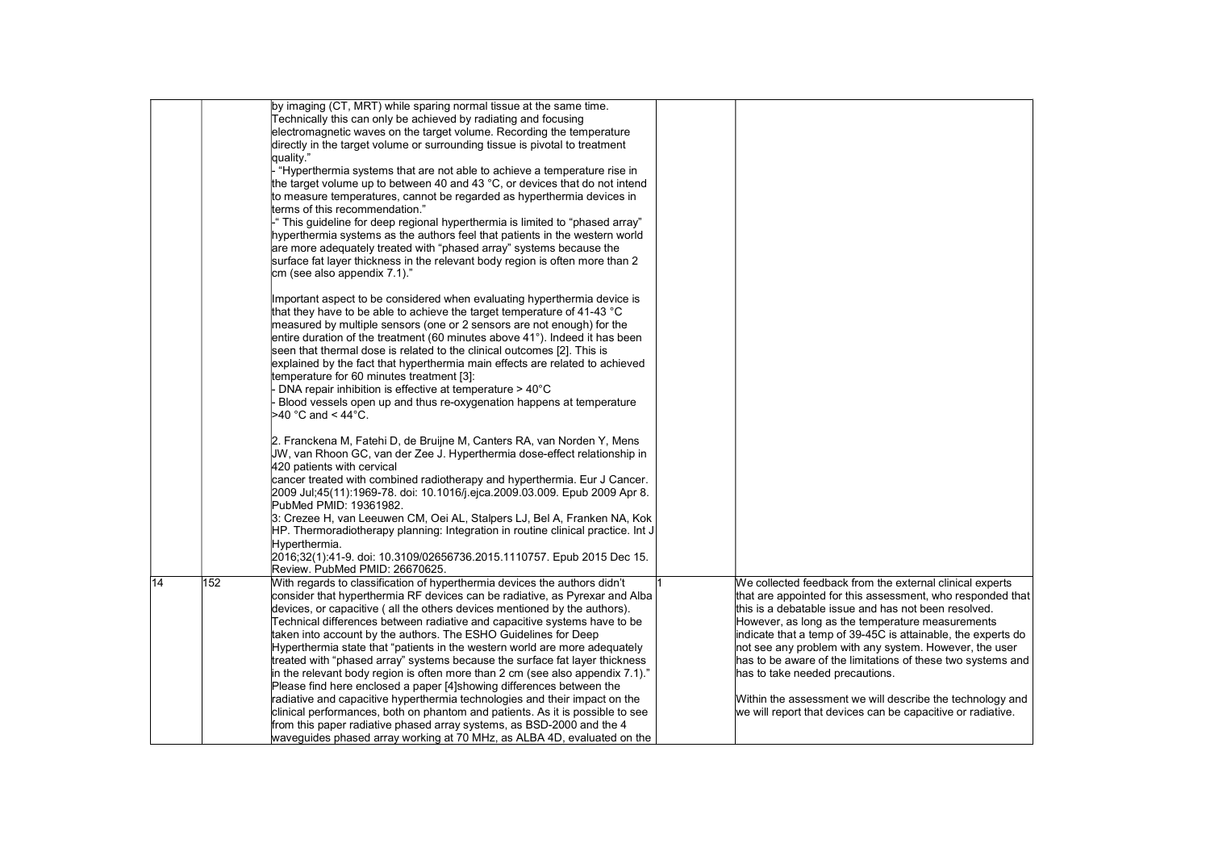|  |  |  |  |  |
|---|---|---|---|---|
|  |  | by imaging (CT, MRT) while sparing normal tissue at the same time. Technically this can only be achieved by radiating and focusing electromagnetic waves on the target volume. Recording the temperature directly in the target volume or surrounding tissue is pivotal to treatment quality."<br>- "Hyperthermia systems that are not able to achieve a temperature rise in the target volume up to between 40 and 43 °C, or devices that do not intend to measure temperatures, cannot be regarded as hyperthermia devices in terms of this recommendation."<br>-" This guideline for deep regional hyperthermia is limited to "phased array" hyperthermia systems as the authors feel that patients in the western world are more adequately treated with "phased array" systems because the surface fat layer thickness in the relevant body region is often more than 2 cm (see also appendix 7.1)."<br><br>Important aspect to be considered when evaluating hyperthermia device is that they have to be able to achieve the target temperature of 41-43 °C measured by multiple sensors (one or 2 sensors are not enough) for the entire duration of the treatment (60 minutes above 41°). Indeed it has been seen that thermal dose is related to the clinical outcomes [2]. This is explained by the fact that hyperthermia main effects are related to achieved temperature for 60 minutes treatment [3]:<br>- DNA repair inhibition is effective at temperature > 40°C<br>- Blood vessels open up and thus re-oxygenation happens at temperature >40 °C and < 44°C.<br><br>2. Franckena M, Fatehi D, de Bruijne M, Canters RA, van Norden Y, Mens JW, van Rhoon GC, van der Zee J. Hyperthermia dose-effect relationship in 420 patients with cervical cancer treated with combined radiotherapy and hyperthermia. Eur J Cancer. 2009 Jul;45(11):1969-78. doi: 10.1016/j.ejca.2009.03.009. Epub 2009 Apr 8. PubMed PMID: 19361982.<br>3: Crezee H, van Leeuwen CM, Oei AL, Stalpers LJ, Bel A, Franken NA, Kok HP. Thermoradiotherapy planning: Integration in routine clinical practice. Int J Hyperthermia. 2016;32(1):41-9. doi: 10.3109/02656736.2015.1110757. Epub 2015 Dec 15. Review. PubMed PMID: 26670625. |  |  |
| 14 | 152 | With regards to classification of hyperthermia devices the authors didn't consider that hyperthermia RF devices can be radiative, as Pyrexar and Alba devices, or capacitive ( all the others devices mentioned by the authors). Technical differences between radiative and capacitive systems have to be taken into account by the authors. The ESHO Guidelines for Deep Hyperthermia state that "patients in the western world are more adequately treated with "phased array" systems because the surface fat layer thickness in the relevant body region is often more than 2 cm (see also appendix 7.1)." Please find here enclosed a paper [4]showing differences between the radiative and capacitive hyperthermia technologies and their impact on the clinical performances, both on phantom and patients. As it is possible to see from this paper radiative phased array systems, as BSD-2000 and the 4 waveguides phased array working at 70 MHz, as ALBA 4D, evaluated on the | 1 | We collected feedback from the external clinical experts that are appointed for this assessment, who responded that this is a debatable issue and has not been resolved. However, as long as the temperature measurements indicate that a temp of 39-45C is attainable, the experts do not see any problem with any system. However, the user has to be aware of the limitations of these two systems and has to take needed precautions.<br><br>Within the assessment we will describe the technology and we will report that devices can be capacitive or radiative. |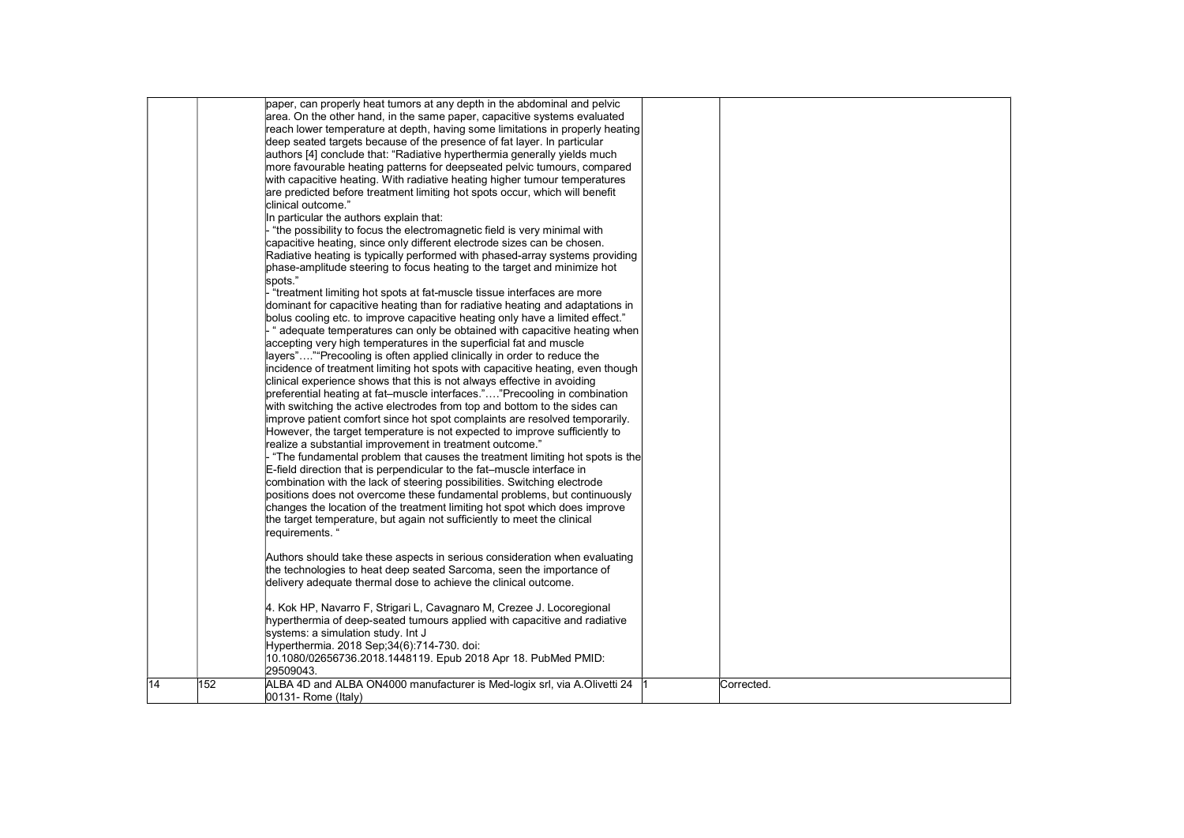| | | | | |
|---|---|---|---|---|
| | | paper, can properly heat tumors at any depth in the abdominal and pelvic area. On the other hand, in the same paper, capacitive systems evaluated reach lower temperature at depth, having some limitations in properly heating deep seated targets because of the presence of fat layer. In particular authors [4] conclude that: "Radiative hyperthermia generally yields much more favourable heating patterns for deepseated pelvic tumours, compared with capacitive heating. With radiative heating higher tumour temperatures are predicted before treatment limiting hot spots occur, which will benefit clinical outcome."<br>In particular the authors explain that:<br>- "the possibility to focus the electromagnetic field is very minimal with capacitive heating, since only different electrode sizes can be chosen. Radiative heating is typically performed with phased-array systems providing phase-amplitude steering to focus heating to the target and minimize hot spots."<br>- "treatment limiting hot spots at fat-muscle tissue interfaces are more dominant for capacitive heating than for radiative heating and adaptations in bolus cooling etc. to improve capacitive heating only have a limited effect."<br>- " adequate temperatures can only be obtained with capacitive heating when accepting very high temperatures in the superficial fat and muscle layers"…."Precooling is often applied clinically in order to reduce the incidence of treatment limiting hot spots with capacitive heating, even though clinical experience shows that this is not always effective in avoiding preferential heating at fat–muscle interfaces."…."Precooling in combination with switching the active electrodes from top and bottom to the sides can improve patient comfort since hot spot complaints are resolved temporarily. However, the target temperature is not expected to improve sufficiently to realize a substantial improvement in treatment outcome."<br>- "The fundamental problem that causes the treatment limiting hot spots is the E-field direction that is perpendicular to the fat–muscle interface in combination with the lack of steering possibilities. Switching electrode positions does not overcome these fundamental problems, but continuously changes the location of the treatment limiting hot spot which does improve the target temperature, but again not sufficiently to meet the clinical requirements. "<br><br>Authors should take these aspects in serious consideration when evaluating the technologies to heat deep seated Sarcoma, seen the importance of delivery adequate thermal dose to achieve the clinical outcome.<br><br>4. Kok HP, Navarro F, Strigari L, Cavagnaro M, Crezee J. Locoregional hyperthermia of deep-seated tumours applied with capacitive and radiative systems: a simulation study. Int J Hyperthermia. 2018 Sep;34(6):714-730. doi: 10.1080/02656736.2018.1448119. Epub 2018 Apr 18. PubMed PMID: 29509043. | | |
| 14 | 152 | ALBA 4D and ALBA ON4000 manufacturer is Med-logix srl, via A.Olivetti 24 00131- Rome (Italy) | 1 | Corrected. |